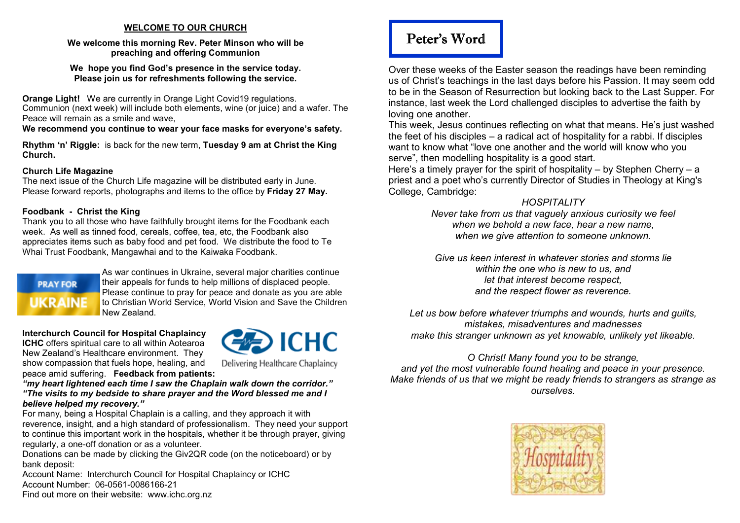## WELCOME TO OUR CHURCH

**We welcome this morning Rev. Peter Minson who will be preaching and offering Communion**

**We hope you find God's presence in the service today. Please join us for refreshments following the service.**

**Orange Light!** We are currently in Orange Light Covid19 regulations. Communion (next week) will include both elements, wine (or juice) and a wafer. The Peace will remain as a smile and wave,

**We recommend you continue to wear your face masks for everyone's safety.**

**Rhythm 'n' Riggle:** is back for the new term, **Tuesday 9 am at Christ the King Church.**

**Church Life Magazine**

The next issue of the Church Life magazine will be distributed early in June. Please forward reports, photographs and items to the office by **Friday 27 May.**

**Foodbank - Christ the King**

Thank you to all those who have faithfully brought items for the Foodbank each week. As well as tinned food, cereals, coffee, tea, etc, the Foodbank also appreciates items such as baby food and pet food. We distribute the food to Te Whai Trust Foodbank, Mangawhai and to the Kaiwaka Foodbank.

PRAY FOR UKRAINE

As war continues in Ukraine, several major charities continue their appeals for funds to help millions of displaced people. Please continue to pray for peace and donate as you are able to Christian World Service, World Vision and Save the Children New Zealand.

**Interchurch Council for Hospital Chaplaincy**

ICHC Delivering Healthcare Chaplaincy

**ICHC** offers spiritual care to all within Aotearoa New Zealand's Healthcare environment. They show compassion that fuels hope, healing, and peace amid suffering. **Feedback from patients:**

***"my heart lightened each time I saw the Chaplain walk down the corridor." "The visits to my bedside to share prayer and the Word blessed me and I believe helped my recovery."***

For many, being a Hospital Chaplain is a calling, and they approach it with reverence, insight, and a high standard of professionalism. They need your support to continue this important work in the hospitals, whether it be through prayer, giving regularly, a one-off donation or as a volunteer.

Donations can be made by clicking the Giv2QR code (on the noticeboard) or by bank deposit:

Account Name: Interchurch Council for Hospital Chaplaincy or ICHC
Account Number: 06-0561-0086166-21
Find out more on their website: www.ichc.org.nz

## Peter's Word

Over these weeks of the Easter season the readings have been reminding us of Christ's teachings in the last days before his Passion. It may seem odd to be in the Season of Resurrection but looking back to the Last Supper. For instance, last week the Lord challenged disciples to advertise the faith by loving one another.

This week, Jesus continues reflecting on what that means. He's just washed the feet of his disciples – a radical act of hospitality for a rabbi. If disciples want to know what "love one another and the world will know who you serve", then modelling hospitality is a good start.

Here's a timely prayer for the spirit of hospitality – by Stephen Cherry – a priest and a poet who's currently Director of Studies in Theology at King's College, Cambridge:

*HOSPITALITY*

*Never take from us that vaguely anxious curiosity we feel*
*when we behold a new face, hear a new name,*
*when we give attention to someone unknown.*

*Give us keen interest in whatever stories and storms lie*
*within the one who is new to us, and*
*let that interest become respect,*
*and the respect flower as reverence.*

*Let us bow before whatever triumphs and wounds, hurts and guilts,*
*mistakes, misadventures and madnesses*
*make this stranger unknown as yet knowable, unlikely yet likeable.*

*O Christ! Many found you to be strange,*
*and yet the most vulnerable found healing and peace in your presence.*
*Make friends of us that we might be ready friends to strangers as strange as ourselves.*

Hospitality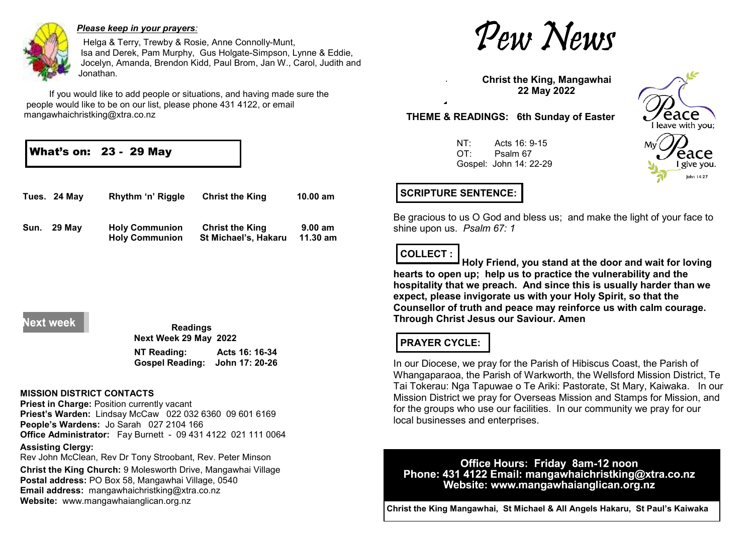***Please keep in your prayers:***

Helga & Terry, Trewby & Rosie, Anne Connolly-Munt, Isa and Derek, Pam Murphy, Gus Holgate-Simpson, Lynne & Eddie, Jocelyn, Amanda, Brendon Kidd, Paul Brom, Jan W., Carol, Judith and Jonathan.

If you would like to add people or situations, and having made sure the people would like to be on our list, please phone 431 4122, or email mangawhaichristking@xtra.co.nz

## What's on: 23 - 29 May

| | | | |
|---|---|---|---|
| **Tues. 24 May** | **Rhythm 'n' Riggle** | **Christ the King** | **10.00 am** |
| **Sun. 29 May** | **Holy Communion** | **Christ the King** | **9.00 am** |
| | **Holy Communion** | **St Michael's, Hakaru** | **11.30 am** |

## Next week

**Readings**
**Next Week 29 May 2022**

**NT Reading:** **Acts 16: 16-34**
**Gospel Reading:** **John 17: 20-26**

**MISSION DISTRICT CONTACTS**
**Priest in Charge:** Position currently vacant
**Priest's Warden:** Lindsay McCaw 022 032 6360 09 601 6169
**People's Wardens:** Jo Sarah 027 2104 166
**Office Administrator:** Fay Burnett - 09 431 4122 021 111 0064
**Assisting Clergy:**
Rev John McClean, Rev Dr Tony Stroobant, Rev. Peter Minson
**Christ the King Church:** 9 Molesworth Drive, Mangawhai Village
**Postal address:** PO Box 58, Mangawhai Village, 0540
**Email address:** mangawhaichristking@xtra.co.nz
**Website:** www.mangawhaianglican.org.nz

# *Pew News*

**Christ the King, Mangawhai**
**22 May 2022**

**THEME & READINGS: 6th Sunday of Easter**

NT: Acts 16: 9-15
OT: Psalm 67
Gospel: John 14: 22-29

Peace I leave with you; My Peace I give you.
John 14:27

**SCRIPTURE SENTENCE:**

Be gracious to us O God and bless us; and make the light of your face to shine upon us. *Psalm 67: 1*

**COLLECT :** **Holy Friend, you stand at the door and wait for loving hearts to open up; help us to practice the vulnerability and the hospitality that we preach. And since this is usually harder than we expect, please invigorate us with your Holy Spirit, so that the Counsellor of truth and peace may reinforce us with calm courage. Through Christ Jesus our Saviour. Amen**

**PRAYER CYCLE:**

In our Diocese, we pray for the Parish of Hibiscus Coast, the Parish of Whangaparaoa, the Parish of Warkworth, the Wellsford Mission District, Te Tai Tokerau: Nga Tapuwae o Te Ariki: Pastorate, St Mary, Kaiwaka. In our Mission District we pray for Overseas Mission and Stamps for Mission, and for the groups who use our facilities. In our community we pray for our local businesses and enterprises.

**Office Hours: Friday 8am-12 noon**
**Phone: 431 4122 Email: mangawhaichristking@xtra.co.nz**
**Website: www.mangawhaianglican.org.nz**

**Christ the King Mangawhai, St Michael & All Angels Hakaru, St Paul's Kaiwaka**